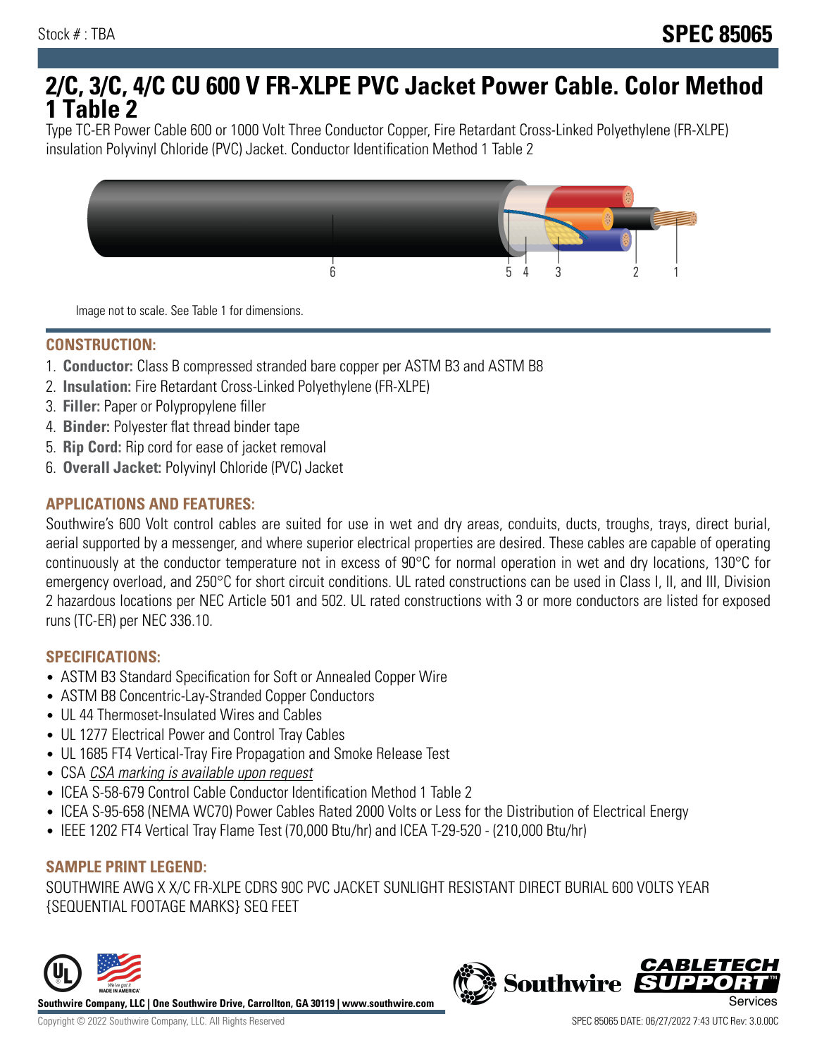Stock # : TBA

# SPEC 85065

# 2/C, 3/C, 4/C CU 600 V FR-XLPE PVC Jacket Power Cable. Color Method 1 Table 2

Type TC-ER Power Cable 600 or 1000 Volt Three Conductor Copper, Fire Retardant Cross-Linked Polyethylene (FR-XLPE) insulation Polyvinyl Chloride (PVC) Jacket. Conductor Identification Method 1 Table 2

Image not to scale. See Table 1 for dimensions.

## CONSTRUCTION:

1. **Conductor:** Class B compressed stranded bare copper per ASTM B3 and ASTM B8
2. **Insulation:** Fire Retardant Cross-Linked Polyethylene (FR-XLPE)
3. **Filler:** Paper or Polypropylene filler
4. **Binder:** Polyester flat thread binder tape
5. **Rip Cord:** Rip cord for ease of jacket removal
6. **Overall Jacket:** Polyvinyl Chloride (PVC) Jacket

## APPLICATIONS AND FEATURES:

Southwire's 600 Volt control cables are suited for use in wet and dry areas, conduits, ducts, troughs, trays, direct burial, aerial supported by a messenger, and where superior electrical properties are desired. These cables are capable of operating continuously at the conductor temperature not in excess of 90°C for normal operation in wet and dry locations, 130°C for emergency overload, and 250°C for short circuit conditions. UL rated constructions can be used in Class I, II, and III, Division 2 hazardous locations per NEC Article 501 and 502. UL rated constructions with 3 or more conductors are listed for exposed runs (TC-ER) per NEC 336.10.

## SPECIFICATIONS:

- ASTM B3 Standard Specification for Soft or Annealed Copper Wire
- ASTM B8 Concentric-Lay-Stranded Copper Conductors
- UL 44 Thermoset-Insulated Wires and Cables
- UL 1277 Electrical Power and Control Tray Cables
- UL 1685 FT4 Vertical-Tray Fire Propagation and Smoke Release Test
- CSA *CSA marking is available upon request*
- ICEA S-58-679 Control Cable Conductor Identification Method 1 Table 2
- ICEA S-95-658 (NEMA WC70) Power Cables Rated 2000 Volts or Less for the Distribution of Electrical Energy
- IEEE 1202 FT4 Vertical Tray Flame Test (70,000 Btu/hr) and ICEA T-29-520 - (210,000 Btu/hr)

## SAMPLE PRINT LEGEND:

SOUTHWIRE AWG X X/C FR-XLPE CDRS 90C PVC JACKET SUNLIGHT RESISTANT DIRECT BURIAL 600 VOLTS YEAR {SEQUENTIAL FOOTAGE MARKS} SEQ FEET

**Southwire Company, LLC | One Southwire Drive, Carrollton, GA 30119 | www.southwire.com**

Copyright © 2022 Southwire Company, LLC. All Rights Reserved

SPEC 85065 DATE: 06/27/2022 7:43 UTC Rev: 3.0.00C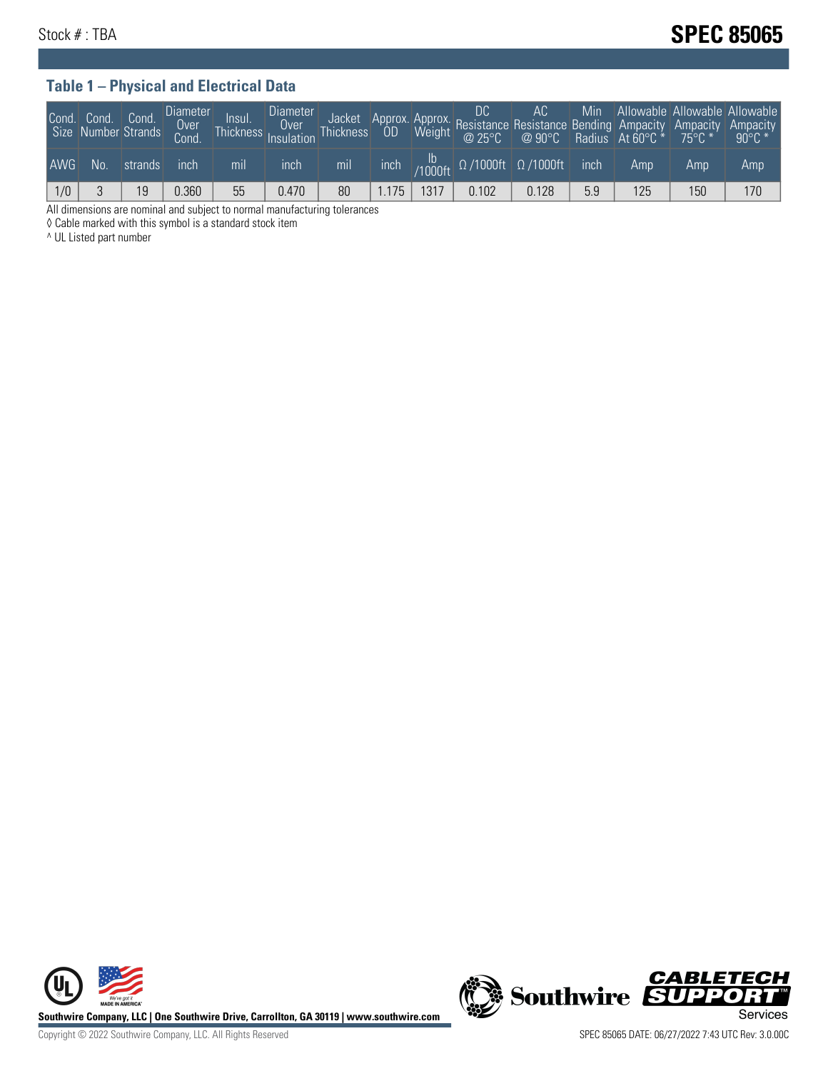### Table 1 – Physical and Electrical Data

| Cond. Size | Cond. Number | Cond. Strands | Diameter Over Cond. | Insul. Thickness | Diameter Over Insulation | Jacket Thickness | Approx. OD | Approx. Weight | DC Resistance @ 25°C | AC Resistance @ 90°C | Min Bending Radius | Allowable Ampacity At 60°C * | Allowable Ampacity 75°C * | Allowable Ampacity 90°C * |
|---|---|---|---|---|---|---|---|---|---|---|---|---|---|---|
| AWG | No. | strands | inch | mil | inch | mil | inch | lb /1000ft | Ω /1000ft | Ω /1000ft | inch | Amp | Amp | Amp |
| 1/0 | 3 | 19 | 0.360 | 55 | 0.470 | 80 | 1.175 | 1317 | 0.102 | 0.128 | 5.9 | 125 | 150 | 170 |

All dimensions are nominal and subject to normal manufacturing tolerances

◊ Cable marked with this symbol is a standard stock item

^ UL Listed part number

Southwire Company, LLC | One Southwire Drive, Carrollton, GA 30119 | www.southwire.com

Copyright © 2022 Southwire Company, LLC. All Rights Reserved